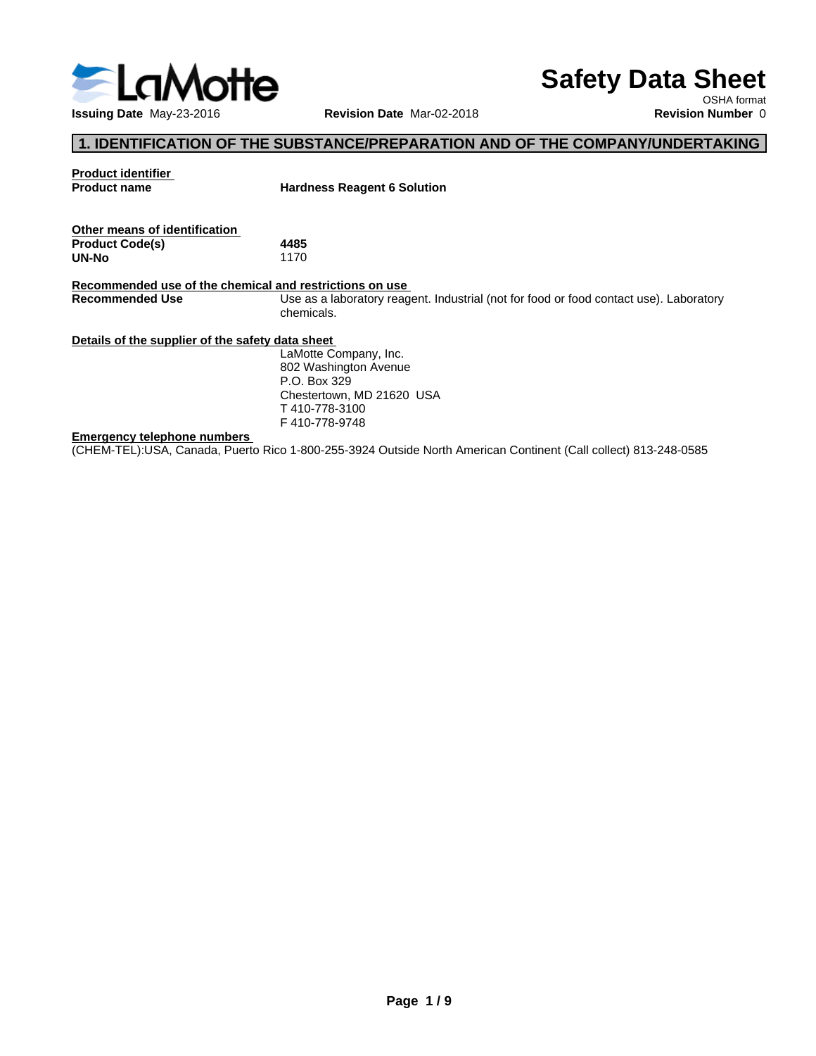LaMotte

# Safety Data Sheet

OSHA format

**Issuing Date** May-23-2016 **Revision Date** Mar-02-2018 **Revision Number** 0

## 1. IDENTIFICATION OF THE SUBSTANCE/PREPARATION AND OF THE COMPANY/UNDERTAKING

**Product identifier**

| | |
|---|---|
| **Product name** | **Hardness Reagent 6 Solution** |

**Other means of identification**

| | |
|---|---|
| **Product Code(s)** | **4485** |
| **UN-No** | 1170 |

**Recommended use of the chemical and restrictions on use**

| | |
|---|---|
| **Recommended Use** | Use as a laboratory reagent. Industrial (not for food or food contact use). Laboratory chemicals. |

**Details of the supplier of the safety data sheet**

LaMotte Company, Inc.
802 Washington Avenue
P.O. Box 329
Chestertown, MD 21620 USA
T 410-778-3100
F 410-778-9748

**Emergency telephone numbers**

(CHEM-TEL):USA, Canada, Puerto Rico 1-800-255-3924 Outside North American Continent (Call collect) 813-248-0585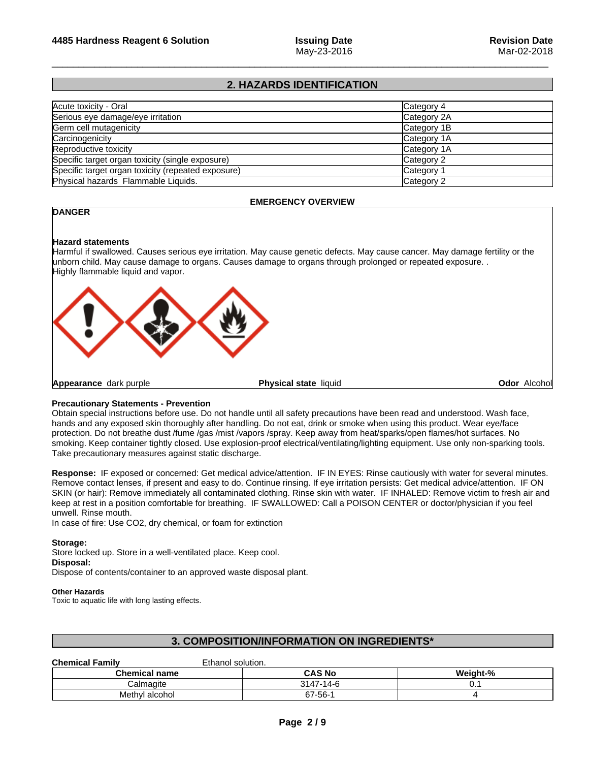## 2. HAZARDS IDENTIFICATION

| Hazard | Category |
|---|---|
| Acute toxicity - Oral | Category 4 |
| Serious eye damage/eye irritation | Category 2A |
| Germ cell mutagenicity | Category 1B |
| Carcinogenicity | Category 1A |
| Reproductive toxicity | Category 1A |
| Specific target organ toxicity (single exposure) | Category 2 |
| Specific target organ toxicity (repeated exposure) | Category 1 |
| Physical hazards Flammable Liquids. | Category 2 |

### EMERGENCY OVERVIEW

**DANGER**

**Hazard statements**

Harmful if swallowed. Causes serious eye irritation. May cause genetic defects. May cause cancer. May damage fertility or the unborn child. May cause damage to organs. Causes damage to organs through prolonged or repeated exposure. .
Highly flammable liquid and vapor.

**Appearance** dark purple **Physical state** liquid **Odor** Alcohol

**Precautionary Statements - Prevention**

Obtain special instructions before use. Do not handle until all safety precautions have been read and understood. Wash face, hands and any exposed skin thoroughly after handling. Do not eat, drink or smoke when using this product. Wear eye/face protection. Do not breathe dust /fume /gas /mist /vapors /spray. Keep away from heat/sparks/open flames/hot surfaces. No smoking. Keep container tightly closed. Use explosion-proof electrical/ventilating/lighting equipment. Use only non-sparking tools. Take precautionary measures against static discharge.

**Response:** IF exposed or concerned: Get medical advice/attention. IF IN EYES: Rinse cautiously with water for several minutes. Remove contact lenses, if present and easy to do. Continue rinsing. If eye irritation persists: Get medical advice/attention. IF ON SKIN (or hair): Remove immediately all contaminated clothing. Rinse skin with water. IF INHALED: Remove victim to fresh air and keep at rest in a position comfortable for breathing. IF SWALLOWED: Call a POISON CENTER or doctor/physician if you feel unwell. Rinse mouth.
In case of fire: Use CO2, dry chemical, or foam for extinction

**Storage:**
Store locked up. Store in a well-ventilated place. Keep cool.
**Disposal:**
Dispose of contents/container to an approved waste disposal plant.

**Other Hazards**
Toxic to aquatic life with long lasting effects.

## 3. COMPOSITION/INFORMATION ON INGREDIENTS*

**Chemical Family** Ethanol solution.

| Chemical name | CAS No | Weight-% |
|---|---|---|
| Calmagite | 3147-14-6 | 0.1 |
| Methyl alcohol | 67-56-1 | 4 |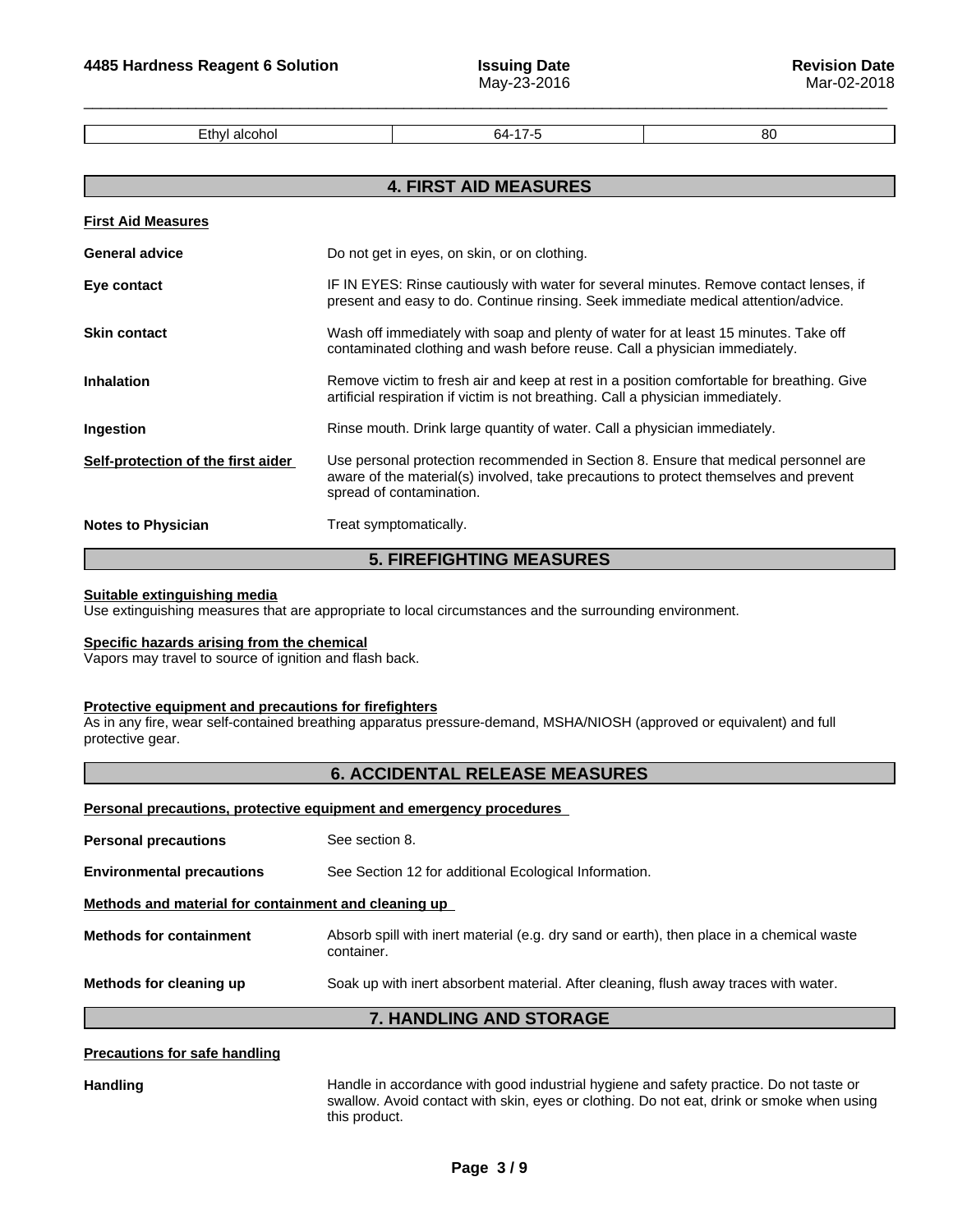| Ethyl alcohol | 64-17-5 | 80 |
|---|---|---|

## 4. FIRST AID MEASURES

**First Aid Measures**

**General advice** Do not get in eyes, on skin, or on clothing.

**Eye contact** IF IN EYES: Rinse cautiously with water for several minutes. Remove contact lenses, if present and easy to do. Continue rinsing. Seek immediate medical attention/advice.

**Skin contact** Wash off immediately with soap and plenty of water for at least 15 minutes. Take off contaminated clothing and wash before reuse. Call a physician immediately.

**Inhalation** Remove victim to fresh air and keep at rest in a position comfortable for breathing. Give artificial respiration if victim is not breathing. Call a physician immediately.

**Ingestion** Rinse mouth. Drink large quantity of water. Call a physician immediately.

**Self-protection of the first aider** Use personal protection recommended in Section 8. Ensure that medical personnel are aware of the material(s) involved, take precautions to protect themselves and prevent spread of contamination.

**Notes to Physician** Treat symptomatically.

## 5. FIREFIGHTING MEASURES

**Suitable extinguishing media**

Use extinguishing measures that are appropriate to local circumstances and the surrounding environment.

**Specific hazards arising from the chemical**

Vapors may travel to source of ignition and flash back.

**Protective equipment and precautions for firefighters**

As in any fire, wear self-contained breathing apparatus pressure-demand, MSHA/NIOSH (approved or equivalent) and full protective gear.

## 6. ACCIDENTAL RELEASE MEASURES

**Personal precautions, protective equipment and emergency procedures**

**Personal precautions** See section 8.

**Environmental precautions** See Section 12 for additional Ecological Information.

**Methods and material for containment and cleaning up**

**Methods for containment** Absorb spill with inert material (e.g. dry sand or earth), then place in a chemical waste container.

**Methods for cleaning up** Soak up with inert absorbent material. After cleaning, flush away traces with water.

## 7. HANDLING AND STORAGE

**Precautions for safe handling**

**Handling** Handle in accordance with good industrial hygiene and safety practice. Do not taste or swallow. Avoid contact with skin, eyes or clothing. Do not eat, drink or smoke when using this product.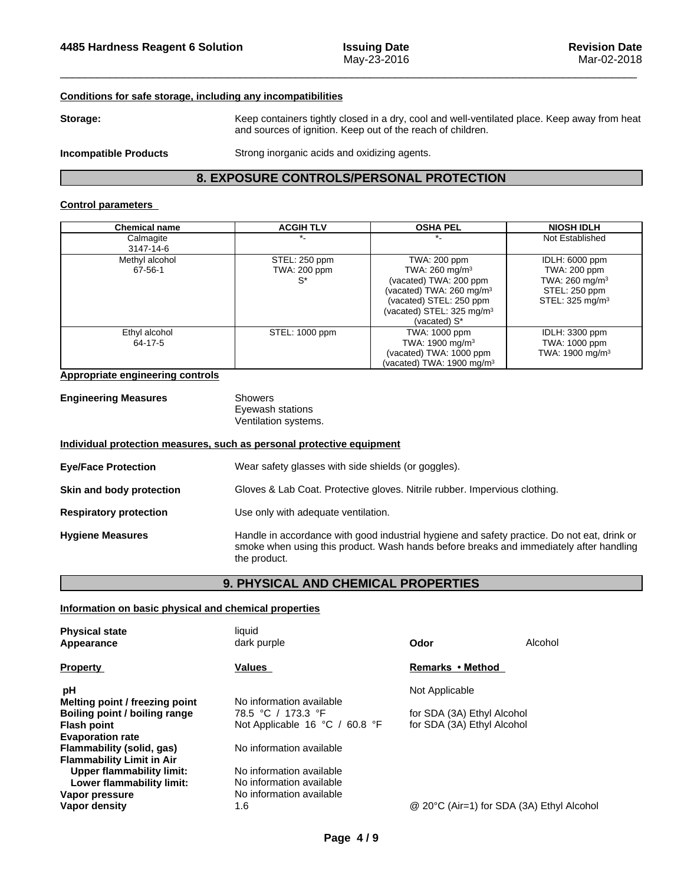**Conditions for safe storage, including any incompatibilities**

**Storage:** Keep containers tightly closed in a dry, cool and well-ventilated place. Keep away from heat and sources of ignition. Keep out of the reach of children.

**Incompatible Products** Strong inorganic acids and oxidizing agents.

## 8. EXPOSURE CONTROLS/PERSONAL PROTECTION

**Control parameters**

| Chemical name | ACGIH TLV | OSHA PEL | NIOSH IDLH |
|---|---|---|---|
| Calmagite<br>3147-14-6 | *- | *- | Not Established |
| Methyl alcohol<br>67-56-1 | STEL: 250 ppm<br>TWA: 200 ppm<br>S* | TWA: 200 ppm<br>TWA: 260 mg/m$^3$<br>(vacated) TWA: 200 ppm<br>(vacated) TWA: 260 mg/m$^3$<br>(vacated) STEL: 250 ppm<br>(vacated) STEL: 325 mg/m$^3$<br>(vacated) S* | IDLH: 6000 ppm<br>TWA: 200 ppm<br>TWA: 260 mg/m$^3$<br>STEL: 250 ppm<br>STEL: 325 mg/m$^3$ |
| Ethyl alcohol<br>64-17-5 | STEL: 1000 ppm | TWA: 1000 ppm<br>TWA: 1900 mg/m$^3$<br>(vacated) TWA: 1000 ppm<br>(vacated) TWA: 1900 mg/m$^3$ | IDLH: 3300 ppm<br>TWA: 1000 ppm<br>TWA: 1900 mg/m$^3$ |

**Appropriate engineering controls**

**Engineering Measures** Showers
Eyewash stations
Ventilation systems.

**Individual protection measures, such as personal protective equipment**

**Eye/Face Protection** Wear safety glasses with side shields (or goggles).

**Skin and body protection** Gloves & Lab Coat. Protective gloves. Nitrile rubber. Impervious clothing.

**Respiratory protection** Use only with adequate ventilation.

**Hygiene Measures** Handle in accordance with good industrial hygiene and safety practice. Do not eat, drink or smoke when using this product. Wash hands before breaks and immediately after handling the product.

## 9. PHYSICAL AND CHEMICAL PROPERTIES

**Information on basic physical and chemical properties**

**Physical state** liquid
**Appearance** dark purple **Odor** Alcohol

| Property | Values | Remarks • Method |
|---|---|---|
| **pH** | | Not Applicable |
| **Melting point / freezing point** | No information available | |
| **Boiling point / boiling range** | 78.5 °C / 173.3 °F | for SDA (3A) Ethyl Alcohol |
| **Flash point** | Not Applicable 16 °C / 60.8 °F | for SDA (3A) Ethyl Alcohol |
| **Evaporation rate** | | |
| **Flammability (solid, gas)** | No information available | |
| **Flammability Limit in Air** | | |
| **Upper flammability limit:** | No information available | |
| **Lower flammability limit:** | No information available | |
| **Vapor pressure** | No information available | |
| **Vapor density** | 1.6 | @ 20°C (Air=1) for SDA (3A) Ethyl Alcohol |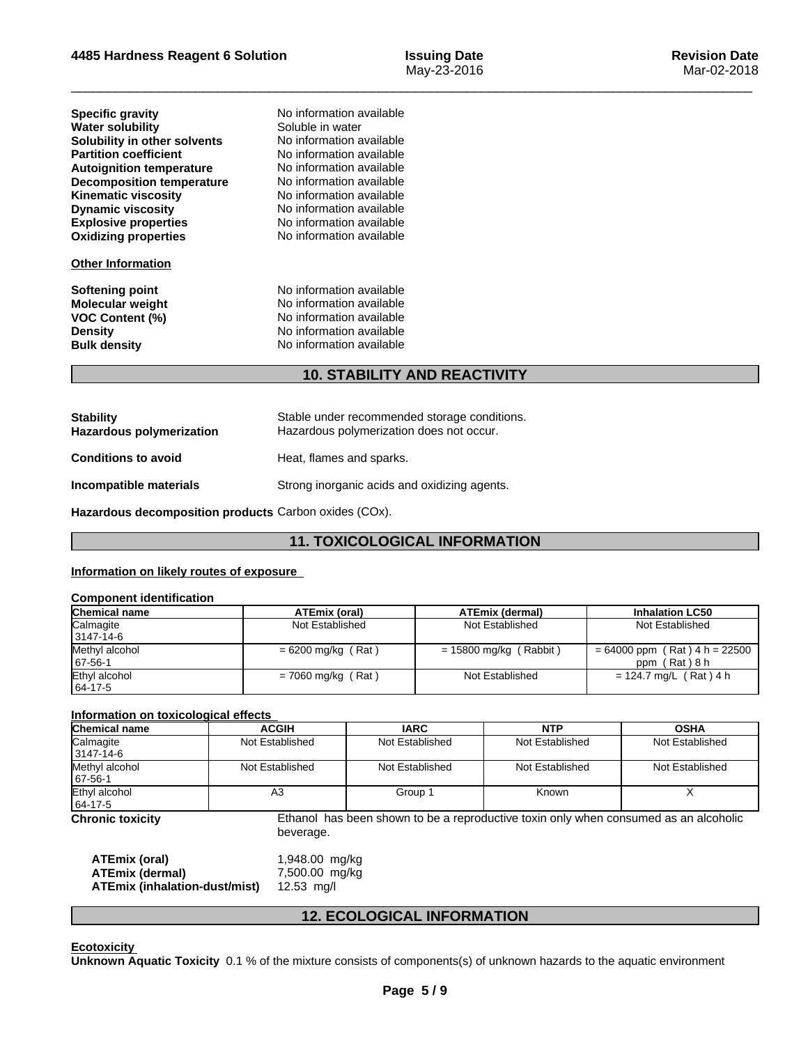| | |
|---|---|
| **Specific gravity** | No information available |
| **Water solubility** | Soluble in water |
| **Solubility in other solvents** | No information available |
| **Partition coefficient** | No information available |
| **Autoignition temperature** | No information available |
| **Decomposition temperature** | No information available |
| **Kinematic viscosity** | No information available |
| **Dynamic viscosity** | No information available |
| **Explosive properties** | No information available |
| **Oxidizing properties** | No information available |

**Other Information**

| | |
|---|---|
| **Softening point** | No information available |
| **Molecular weight** | No information available |
| **VOC Content (%)** | No information available |
| **Density** | No information available |
| **Bulk density** | No information available |

## 10. STABILITY AND REACTIVITY

**Stability** Stable under recommended storage conditions.
**Hazardous polymerization** Hazardous polymerization does not occur.

**Conditions to avoid** Heat, flames and sparks.

**Incompatible materials** Strong inorganic acids and oxidizing agents.

**Hazardous decomposition products** Carbon oxides (COx).

## 11. TOXICOLOGICAL INFORMATION

**Information on likely routes of exposure**

**Component identification**

| Chemical name | ATEmix (oral) | ATEmix (dermal) | Inhalation LC50 |
|---|---|---|---|
| Calmagite<br>3147-14-6 | Not Established | Not Established | Not Established |
| Methyl alcohol<br>67-56-1 | = 6200 mg/kg ( Rat ) | = 15800 mg/kg ( Rabbit ) | = 64000 ppm ( Rat ) 4 h = 22500 ppm ( Rat ) 8 h |
| Ethyl alcohol<br>64-17-5 | = 7060 mg/kg ( Rat ) | Not Established | = 124.7 mg/L ( Rat ) 4 h |

**Information on toxicological effects**

| Chemical name | ACGIH | IARC | NTP | OSHA |
|---|---|---|---|---|
| Calmagite<br>3147-14-6 | Not Established | Not Established | Not Established | Not Established |
| Methyl alcohol<br>67-56-1 | Not Established | Not Established | Not Established | Not Established |
| Ethyl alcohol<br>64-17-5 | A3 | Group 1 | Known | X |

**Chronic toxicity** Ethanol has been shown to be a reproductive toxin only when consumed as an alcoholic beverage.

| | |
|---|---|
| **ATEmix (oral)** | 1,948.00 mg/kg |
| **ATEmix (dermal)** | 7,500.00 mg/kg |
| **ATEmix (inhalation-dust/mist)** | 12.53 mg/l |

## 12. ECOLOGICAL INFORMATION

**Ecotoxicity**

**Unknown Aquatic Toxicity** 0.1 % of the mixture consists of components(s) of unknown hazards to the aquatic environment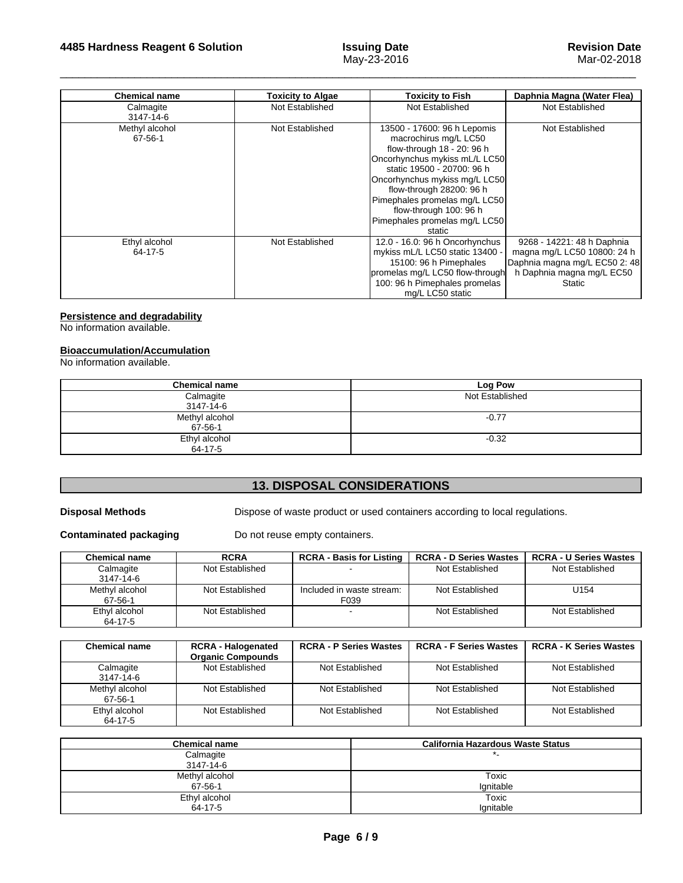| Chemical name | Toxicity to Algae | Toxicity to Fish | Daphnia Magna (Water Flea) |
|---|---|---|---|
| Calmagite<br>3147-14-6 | Not Established | Not Established | Not Established |
| Methyl alcohol<br>67-56-1 | Not Established | 13500 - 17600: 96 h Lepomis macrochirus mg/L LC50 flow-through 18 - 20: 96 h Oncorhynchus mykiss mL/L LC50 static 19500 - 20700: 96 h Oncorhynchus mykiss mg/L LC50 flow-through 28200: 96 h Pimephales promelas mg/L LC50 flow-through 100: 96 h Pimephales promelas mg/L LC50 static | Not Established |
| Ethyl alcohol<br>64-17-5 | Not Established | 12.0 - 16.0: 96 h Oncorhynchus mykiss mL/L LC50 static 13400 - 15100: 96 h Pimephales promelas mg/L LC50 flow-through 100: 96 h Pimephales promelas mg/L LC50 static | 9268 - 14221: 48 h Daphnia magna mg/L LC50 10800: 24 h Daphnia magna mg/L EC50 2: 48 h Daphnia magna mg/L EC50 Static |

**Persistence and degradability**

No information available.

**Bioaccumulation/Accumulation**

No information available.

| Chemical name | Log Pow |
|---|---|
| Calmagite<br>3147-14-6 | Not Established |
| Methyl alcohol<br>67-56-1 | -0.77 |
| Ethyl alcohol<br>64-17-5 | -0.32 |

## 13. DISPOSAL CONSIDERATIONS

**Disposal Methods** Dispose of waste product or used containers according to local regulations.

**Contaminated packaging** Do not reuse empty containers.

| Chemical name | RCRA | RCRA - Basis for Listing | RCRA - D Series Wastes | RCRA - U Series Wastes |
|---|---|---|---|---|
| Calmagite<br>3147-14-6 | Not Established | - | Not Established | Not Established |
| Methyl alcohol<br>67-56-1 | Not Established | Included in waste stream: F039 | Not Established | U154 |
| Ethyl alcohol<br>64-17-5 | Not Established | - | Not Established | Not Established |

| Chemical name | RCRA - Halogenated Organic Compounds | RCRA - P Series Wastes | RCRA - F Series Wastes | RCRA - K Series Wastes |
|---|---|---|---|---|
| Calmagite<br>3147-14-6 | Not Established | Not Established | Not Established | Not Established |
| Methyl alcohol<br>67-56-1 | Not Established | Not Established | Not Established | Not Established |
| Ethyl alcohol<br>64-17-5 | Not Established | Not Established | Not Established | Not Established |

| Chemical name | California Hazardous Waste Status |
|---|---|
| Calmagite<br>3147-14-6 | *- |
| Methyl alcohol<br>67-56-1 | Toxic<br>Ignitable |
| Ethyl alcohol<br>64-17-5 | Toxic<br>Ignitable |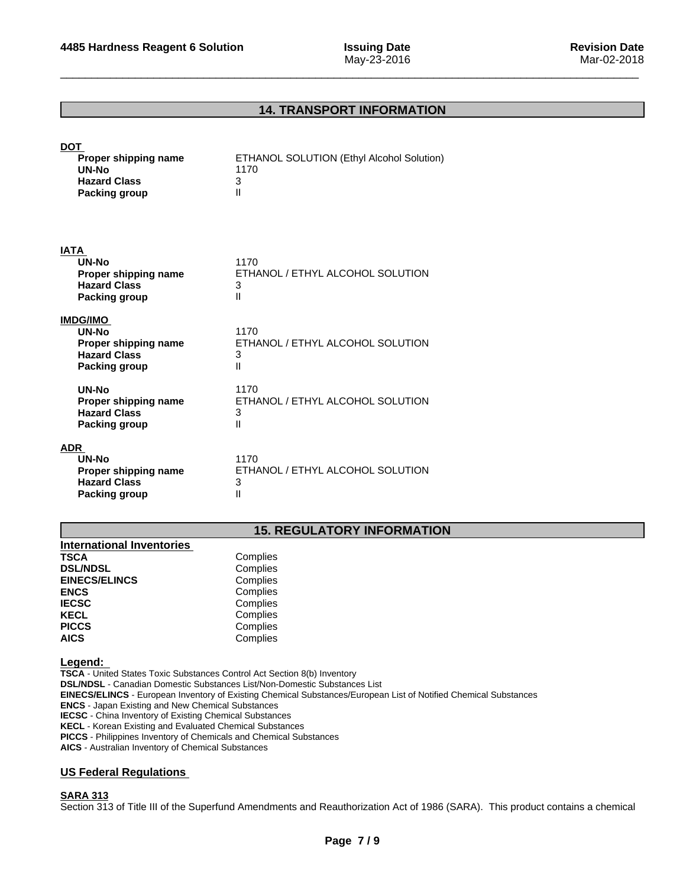## 14. TRANSPORT INFORMATION

**DOT**

| | |
|---|---|
| **Proper shipping name** | ETHANOL SOLUTION (Ethyl Alcohol Solution) |
| **UN-No** | 1170 |
| **Hazard Class** | 3 |
| **Packing group** | II |

**IATA**

| | |
|---|---|
| **UN-No** | 1170 |
| **Proper shipping name** | ETHANOL / ETHYL ALCOHOL SOLUTION |
| **Hazard Class** | 3 |
| **Packing group** | II |

**IMDG/IMO**

| | |
|---|---|
| **UN-No** | 1170 |
| **Proper shipping name** | ETHANOL / ETHYL ALCOHOL SOLUTION |
| **Hazard Class** | 3 |
| **Packing group** | II |

| | |
|---|---|
| **UN-No** | 1170 |
| **Proper shipping name** | ETHANOL / ETHYL ALCOHOL SOLUTION |
| **Hazard Class** | 3 |
| **Packing group** | II |

**ADR**

| | |
|---|---|
| **UN-No** | 1170 |
| **Proper shipping name** | ETHANOL / ETHYL ALCOHOL SOLUTION |
| **Hazard Class** | 3 |
| **Packing group** | II |

## 15. REGULATORY INFORMATION

**International Inventories**

| | |
|---|---|
| **TSCA** | Complies |
| **DSL/NDSL** | Complies |
| **EINECS/ELINCS** | Complies |
| **ENCS** | Complies |
| **IECSC** | Complies |
| **KECL** | Complies |
| **PICCS** | Complies |
| **AICS** | Complies |

**Legend:**

**TSCA** - United States Toxic Substances Control Act Section 8(b) Inventory
**DSL/NDSL** - Canadian Domestic Substances List/Non-Domestic Substances List
**EINECS/ELINCS** - European Inventory of Existing Chemical Substances/European List of Notified Chemical Substances
**ENCS** - Japan Existing and New Chemical Substances
**IECSC** - China Inventory of Existing Chemical Substances
**KECL** - Korean Existing and Evaluated Chemical Substances
**PICCS** - Philippines Inventory of Chemicals and Chemical Substances
**AICS** - Australian Inventory of Chemical Substances

### US Federal Regulations

**SARA 313**

Section 313 of Title III of the Superfund Amendments and Reauthorization Act of 1986 (SARA). This product contains a chemical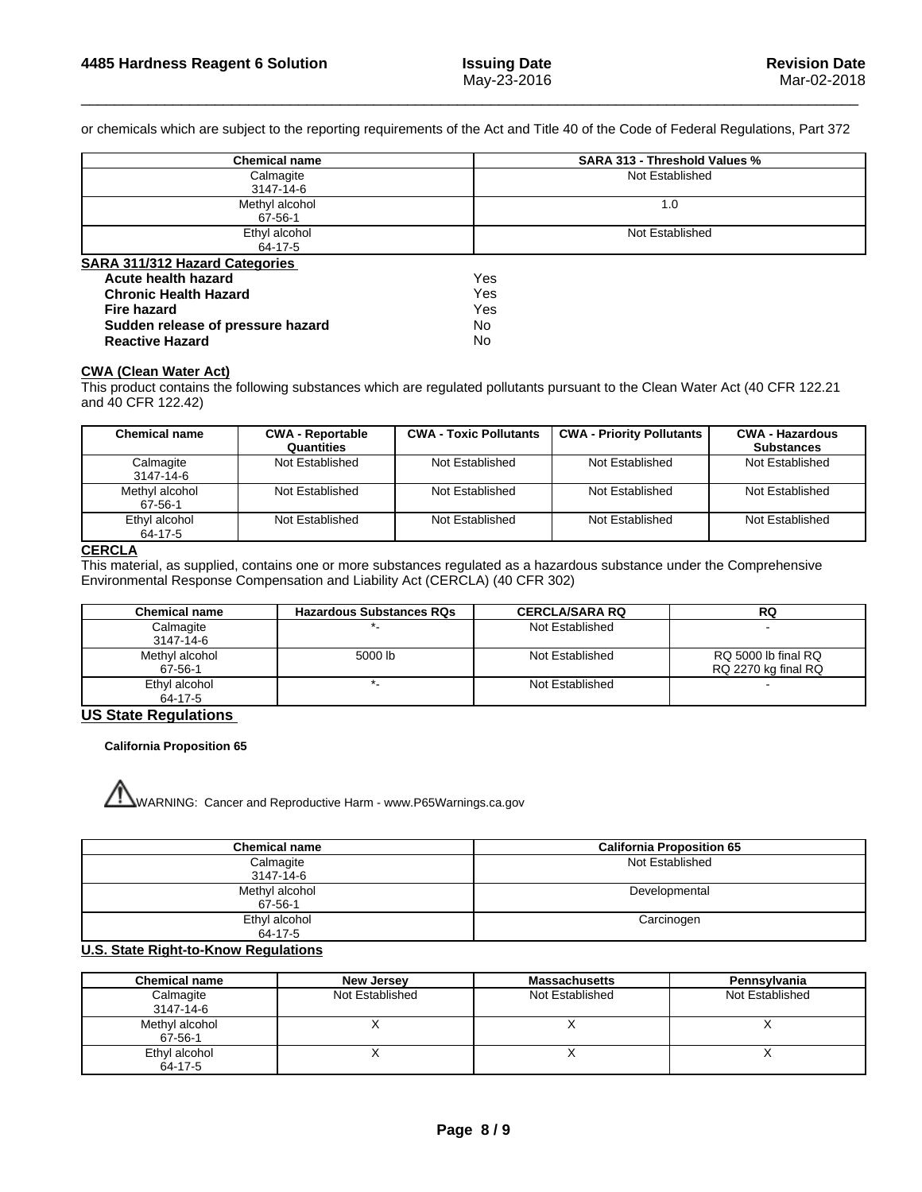or chemicals which are subject to the reporting requirements of the Act and Title 40 of the Code of Federal Regulations, Part 372

| Chemical name | SARA 313 - Threshold Values % |
|---|---|
| Calmagite<br>3147-14-6 | Not Established |
| Methyl alcohol<br>67-56-1 | 1.0 |
| Ethyl alcohol<br>64-17-5 | Not Established |

**SARA 311/312 Hazard Categories**

| | |
|---|---|
| **Acute health hazard** | Yes |
| **Chronic Health Hazard** | Yes |
| **Fire hazard** | Yes |
| **Sudden release of pressure hazard** | No |
| **Reactive Hazard** | No |

**CWA (Clean Water Act)**

This product contains the following substances which are regulated pollutants pursuant to the Clean Water Act (40 CFR 122.21 and 40 CFR 122.42)

| Chemical name | CWA - Reportable Quantities | CWA - Toxic Pollutants | CWA - Priority Pollutants | CWA - Hazardous Substances |
|---|---|---|---|---|
| Calmagite<br>3147-14-6 | Not Established | Not Established | Not Established | Not Established |
| Methyl alcohol<br>67-56-1 | Not Established | Not Established | Not Established | Not Established |
| Ethyl alcohol<br>64-17-5 | Not Established | Not Established | Not Established | Not Established |

**CERCLA**

This material, as supplied, contains one or more substances regulated as a hazardous substance under the Comprehensive Environmental Response Compensation and Liability Act (CERCLA) (40 CFR 302)

| Chemical name | Hazardous Substances RQs | CERCLA/SARA RQ | RQ |
|---|---|---|---|
| Calmagite<br>3147-14-6 | *- | Not Established | - |
| Methyl alcohol<br>67-56-1 | 5000 lb | Not Established | RQ 5000 lb final RQ<br>RQ 2270 kg final RQ |
| Ethyl alcohol<br>64-17-5 | *- | Not Established | - |

**US State Regulations**

**California Proposition 65**

⚠WARNING: Cancer and Reproductive Harm - www.P65Warnings.ca.gov

| Chemical name | California Proposition 65 |
|---|---|
| Calmagite<br>3147-14-6 | Not Established |
| Methyl alcohol<br>67-56-1 | Developmental |
| Ethyl alcohol<br>64-17-5 | Carcinogen |

**U.S. State Right-to-Know Regulations**

| Chemical name | New Jersey | Massachusetts | Pennsylvania |
|---|---|---|---|
| Calmagite<br>3147-14-6 | Not Established | Not Established | Not Established |
| Methyl alcohol<br>67-56-1 | X | X | X |
| Ethyl alcohol<br>64-17-5 | X | X | X |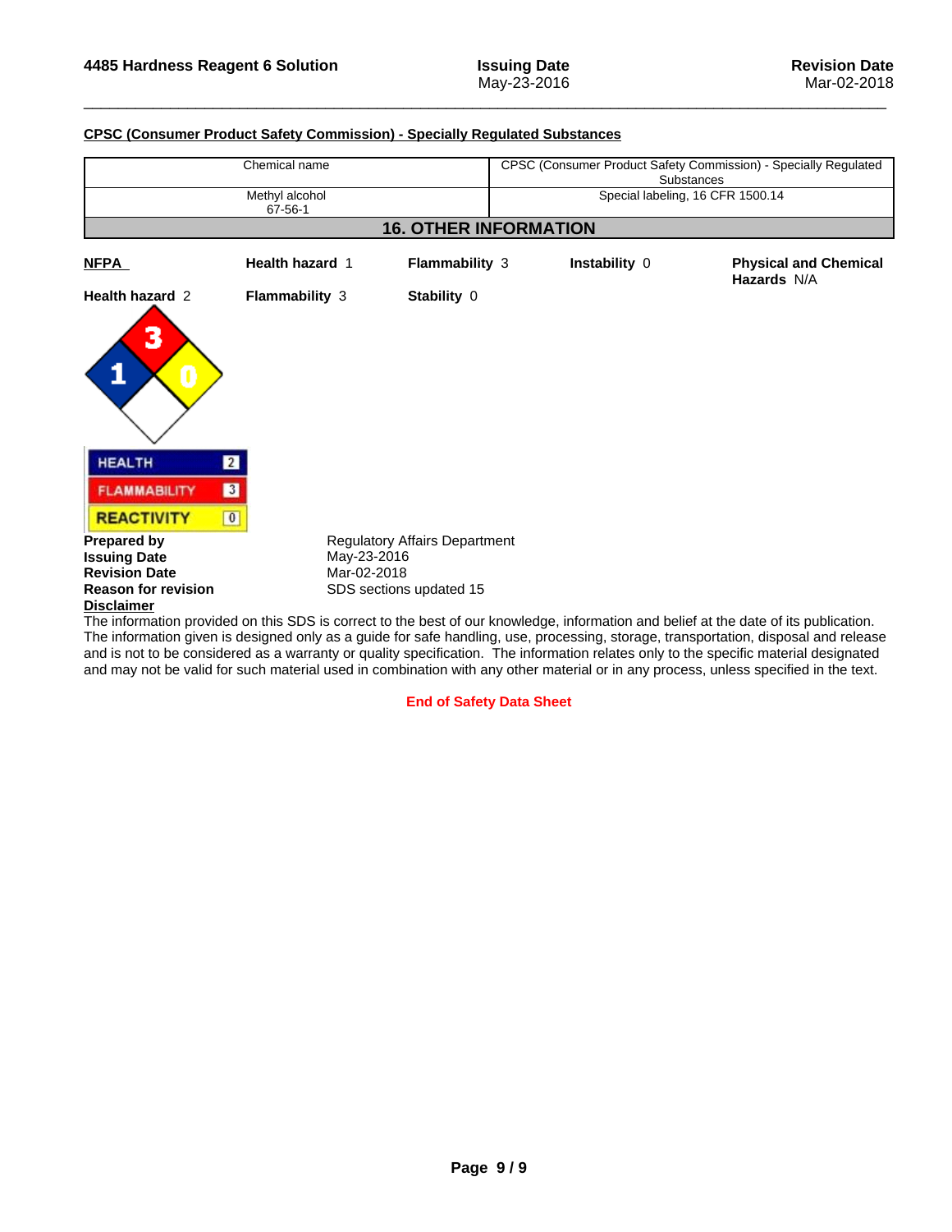### CPSC (Consumer Product Safety Commission) - Specially Regulated Substances

| Chemical name | CPSC (Consumer Product Safety Commission) - Specially Regulated Substances |
|---|---|
| Methyl alcohol 67-56-1 | Special labeling, 16 CFR 1500.14 |

## 16. OTHER INFORMATION

**NFPA** **Health hazard** 1 **Flammability** 3 **Instability** 0 **Physical and Chemical Hazards** N/A

**Health hazard** 2 **Flammability** 3 **Stability** 0

3

1 0

HEALTH 2

FLAMMABILITY 3

REACTIVITY 0

| | |
|---|---|
| **Prepared by** | Regulatory Affairs Department |
| **Issuing Date** | May-23-2016 |
| **Revision Date** | Mar-02-2018 |
| **Reason for revision** | SDS sections updated 15 |

**Disclaimer**

The information provided on this SDS is correct to the best of our knowledge, information and belief at the date of its publication. The information given is designed only as a guide for safe handling, use, processing, storage, transportation, disposal and release and is not to be considered as a warranty or quality specification. The information relates only to the specific material designated and may not be valid for such material used in combination with any other material or in any process, unless specified in the text.

**End of Safety Data Sheet**